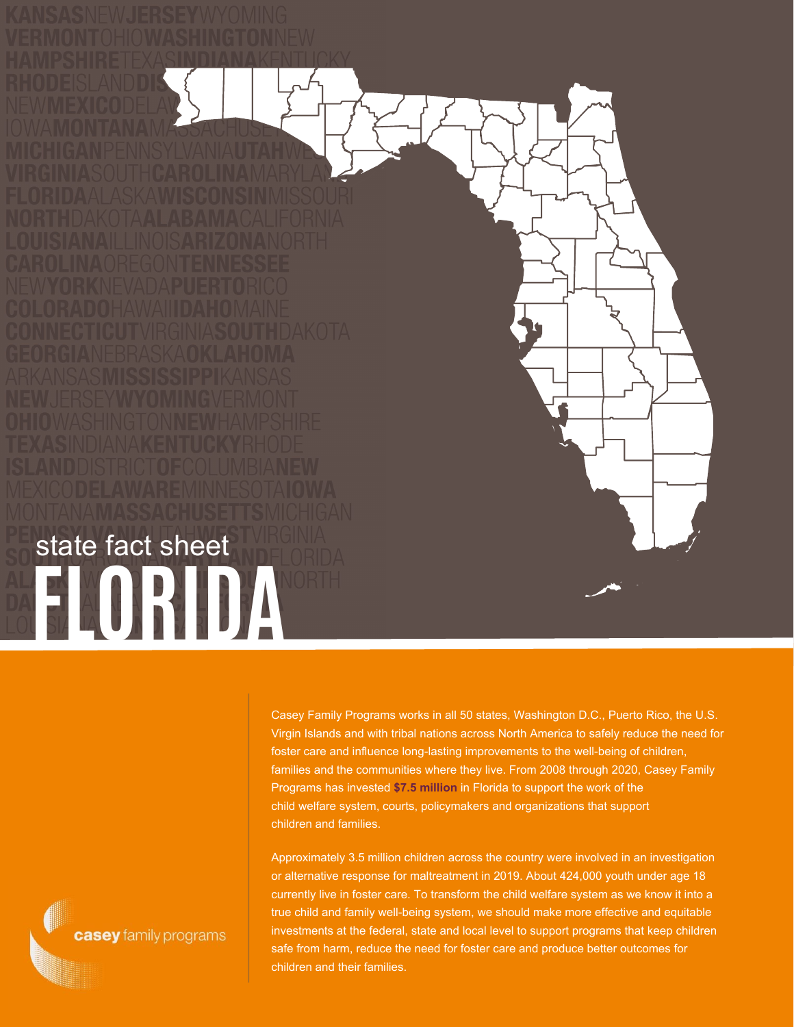state fact sheet

# FLORIDA

Casey Family Programs works in all 50 states, Washington D.C., Puerto Rico, the U.S. Virgin Islands and with tribal nations across North America to safely reduce the need for foster care and influence long-lasting improvements to the well-being of children, families and the communities where they live. From 2008 through 2020, Casey Family Programs has invested **$7.5 million** in Florida to support the work of the child welfare system, courts, policymakers and organizations that support children and families.

Approximately 3.5 million children across the country were involved in an investigation or alternative response for maltreatment in 2019. About 424,000 youth under age 18 currently live in foster care. To transform the child welfare system as we know it into a true child and family well-being system, we should make more effective and equitable investments at the federal, state and local level to support programs that keep children safe from harm, reduce the need for foster care and produce better outcomes for children and their families.

casey family programs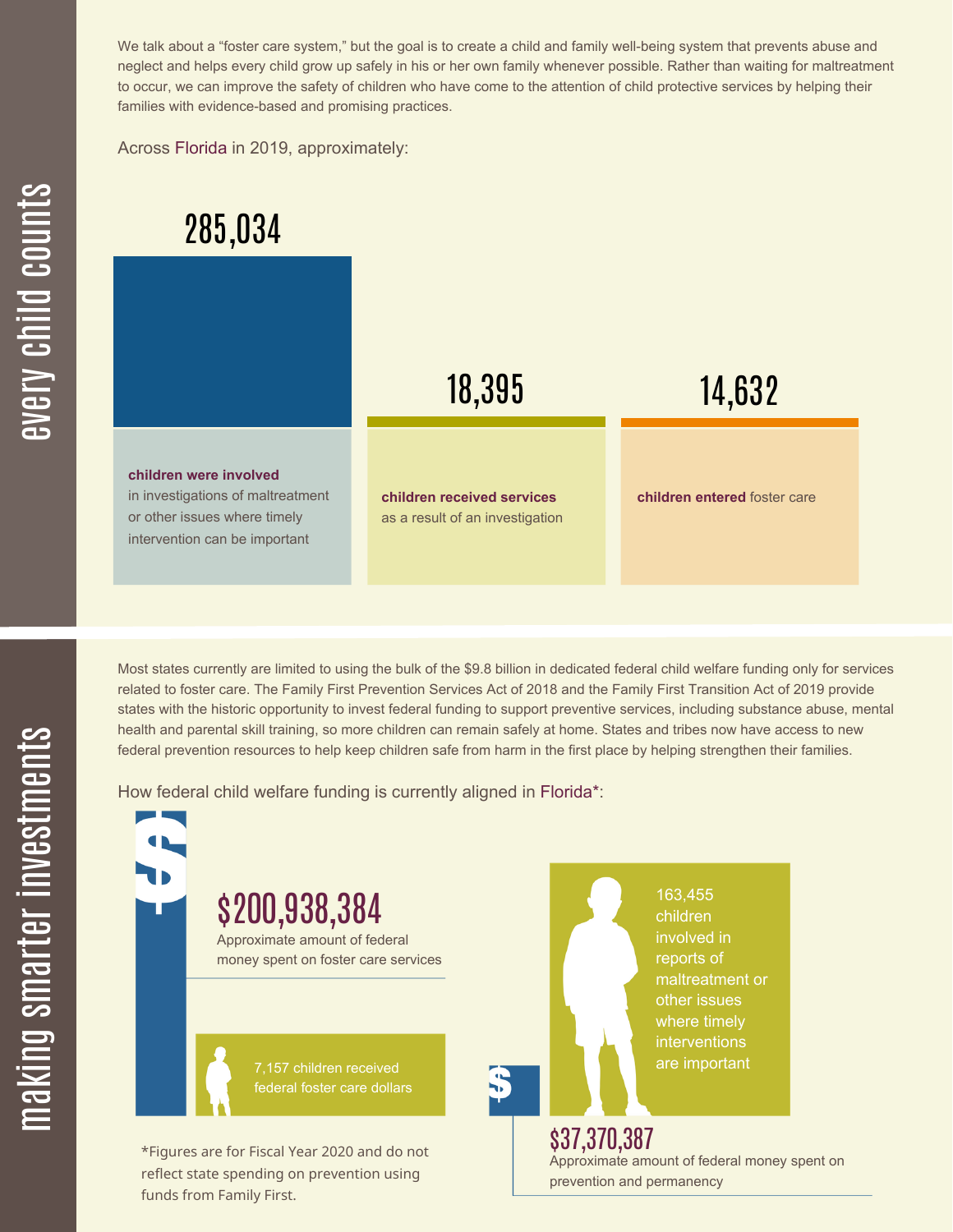## every child counts

We talk about a "foster care system," but the goal is to create a child and family well-being system that prevents abuse and neglect and helps every child grow up safely in his or her own family whenever possible. Rather than waiting for maltreatment to occur, we can improve the safety of children who have come to the attention of child protective services by helping their families with evidence-based and promising practices.

Across Florida in 2019, approximately:

**285,034**

**children were involved** in investigations of maltreatment or other issues where timely intervention can be important

**18,395**

**children received services** as a result of an investigation

**14,632**

**children entered** foster care

## making smarter investments

Most states currently are limited to using the bulk of the $9.8 billion in dedicated federal child welfare funding only for services related to foster care. The Family First Prevention Services Act of 2018 and the Family First Transition Act of 2019 provide states with the historic opportunity to invest federal funding to support preventive services, including substance abuse, mental health and parental skill training, so more children can remain safely at home. States and tribes now have access to new federal prevention resources to help keep children safe from harm in the first place by helping strengthen their families.

How federal child welfare funding is currently aligned in Florida*:

**$200,938,384**

Approximate amount of federal money spent on foster care services

7,157 children received federal foster care dollars

163,455 children involved in reports of maltreatment or other issues where timely interventions are important

**$37,370,387**

Approximate amount of federal money spent on prevention and permanency

*Figures are for Fiscal Year 2020 and do not reflect state spending on prevention using funds from Family First.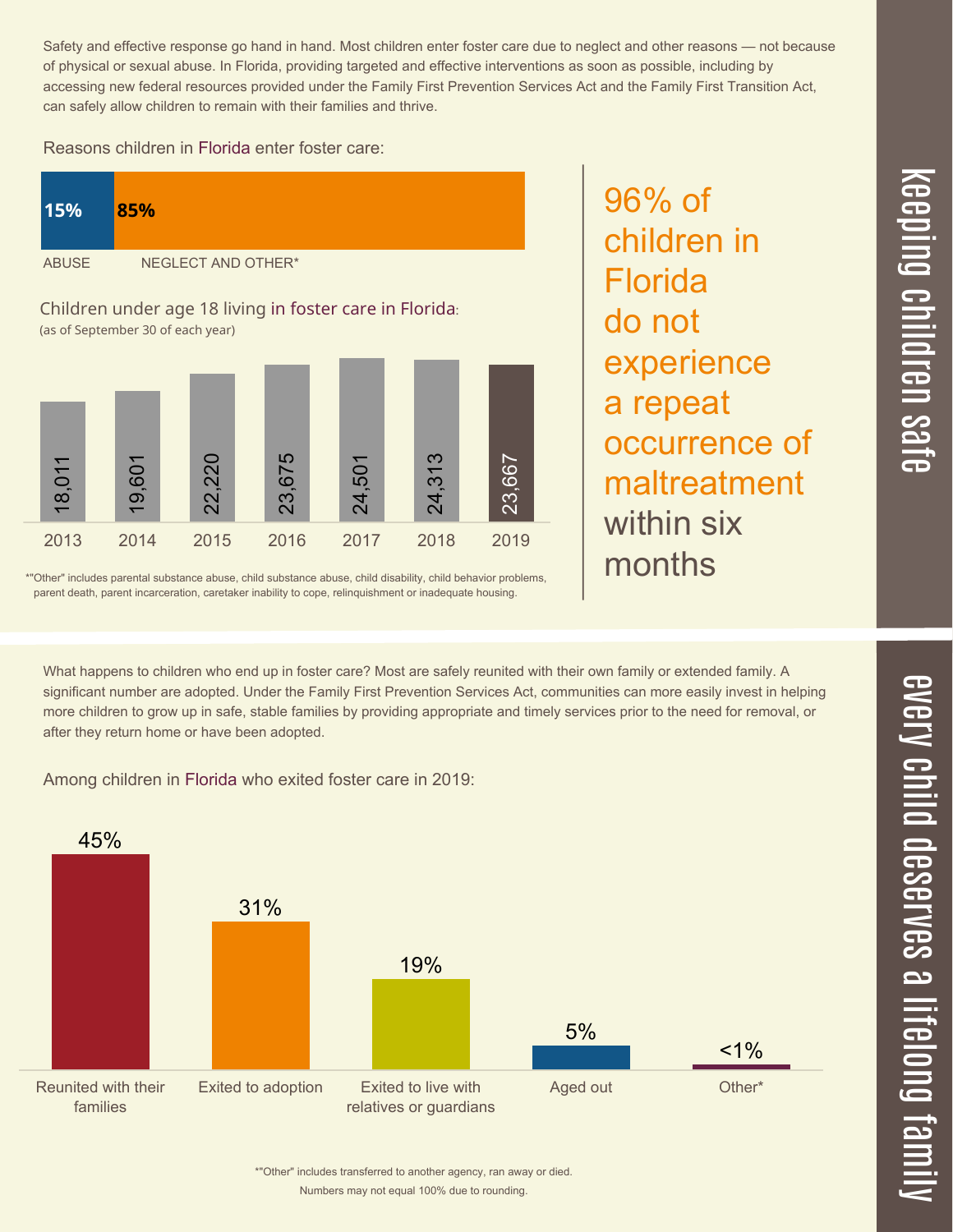## keeping children safe

Safety and effective response go hand in hand. Most children enter foster care due to neglect and other reasons — not because of physical or sexual abuse. In Florida, providing targeted and effective interventions as soon as possible, including by accessing new federal resources provided under the Family First Prevention Services Act and the Family First Transition Act, can safely allow children to remain with their families and thrive.

Reasons children in Florida enter foster care:

| ABUSE | NEGLECT AND OTHER* |
|---|---|
| 15% | 85% |

Children under age 18 living in foster care in Florida:
(as of September 30 of each year)

| 2013 | 2014 | 2015 | 2016 | 2017 | 2018 | 2019 |
|---|---|---|---|---|---|---|
| 18,011 | 19,601 | 22,220 | 23,675 | 24,501 | 24,313 | 23,667 |

*"Other" includes parental substance abuse, child substance abuse, child disability, child behavior problems, parent death, parent incarceration, caretaker inability to cope, relinquishment or inadequate housing.

96% of children in Florida do not experience a repeat occurrence of maltreatment within six months

## every child deserves a lifelong family

What happens to children who end up in foster care? Most are safely reunited with their own family or extended family. A significant number are adopted. Under the Family First Prevention Services Act, communities can more easily invest in helping more children to grow up in safe, stable families by providing appropriate and timely services prior to the need for removal, or after they return home or have been adopted.

Among children in Florida who exited foster care in 2019:

| Reunited with their families | Exited to adoption | Exited to live with relatives or guardians | Aged out | Other* |
|---|---|---|---|---|
| 45% | 31% | 19% | 5% | <1% |

*"Other" includes transferred to another agency, ran away or died.
Numbers may not equal 100% due to rounding.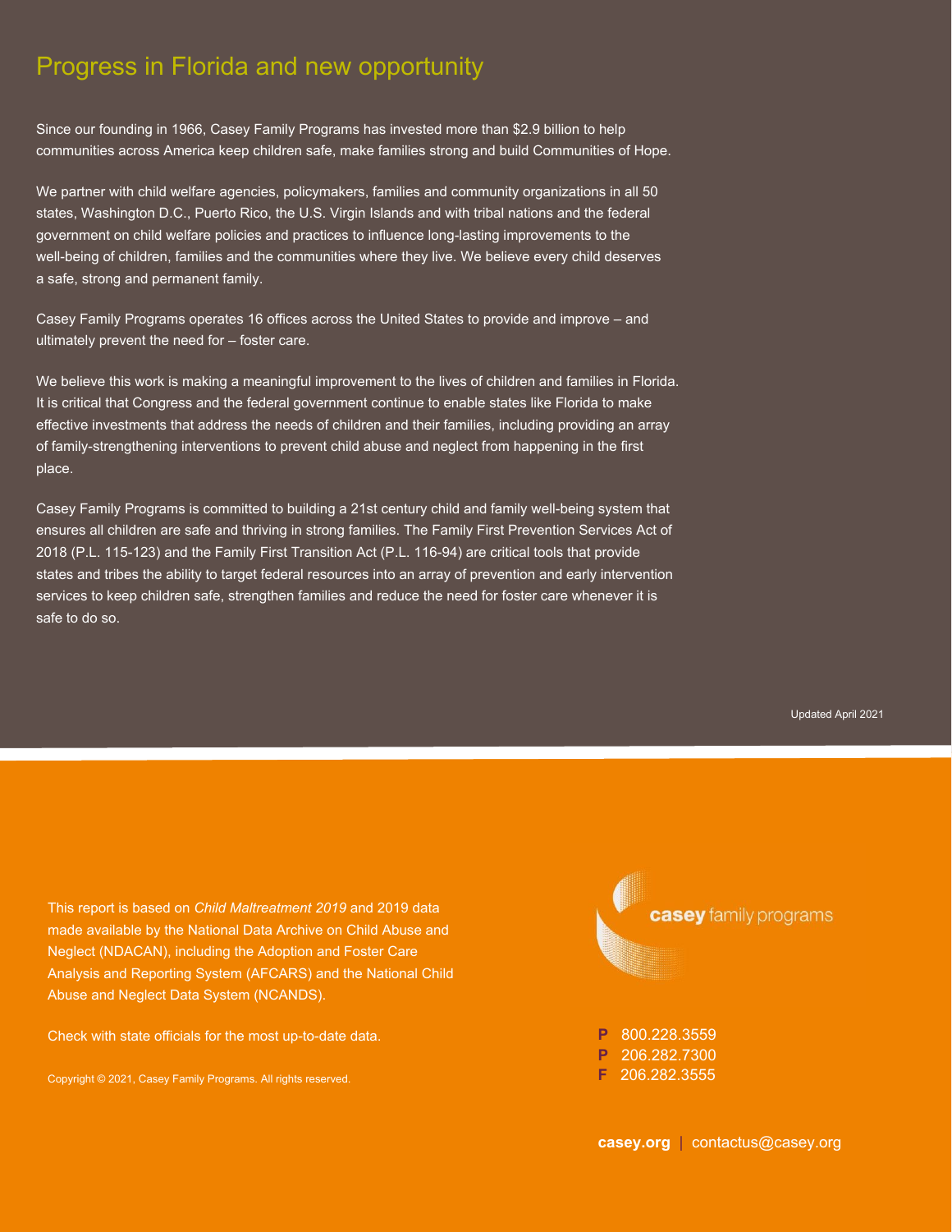## Progress in Florida and new opportunity

Since our founding in 1966, Casey Family Programs has invested more than $2.9 billion to help communities across America keep children safe, make families strong and build Communities of Hope.

We partner with child welfare agencies, policymakers, families and community organizations in all 50 states, Washington D.C., Puerto Rico, the U.S. Virgin Islands and with tribal nations and the federal government on child welfare policies and practices to influence long-lasting improvements to the well-being of children, families and the communities where they live. We believe every child deserves a safe, strong and permanent family.

Casey Family Programs operates 16 offices across the United States to provide and improve – and ultimately prevent the need for – foster care.

We believe this work is making a meaningful improvement to the lives of children and families in Florida. It is critical that Congress and the federal government continue to enable states like Florida to make effective investments that address the needs of children and their families, including providing an array of family-strengthening interventions to prevent child abuse and neglect from happening in the first place.

Casey Family Programs is committed to building a 21st century child and family well-being system that ensures all children are safe and thriving in strong families. The Family First Prevention Services Act of 2018 (P.L. 115-123) and the Family First Transition Act (P.L. 116-94) are critical tools that provide states and tribes the ability to target federal resources into an array of prevention and early intervention services to keep children safe, strengthen families and reduce the need for foster care whenever it is safe to do so.

Updated April 2021

This report is based on *Child Maltreatment 2019* and 2019 data made available by the National Data Archive on Child Abuse and Neglect (NDACAN), including the Adoption and Foster Care Analysis and Reporting System (AFCARS) and the National Child Abuse and Neglect Data System (NCANDS).

Check with state officials for the most up-to-date data.

Copyright © 2021, Casey Family Programs. All rights reserved.

**casey** family programs

**P** 800.228.3559
**P** 206.282.7300
**F** 206.282.3555

**casey.org** | contactus@casey.org